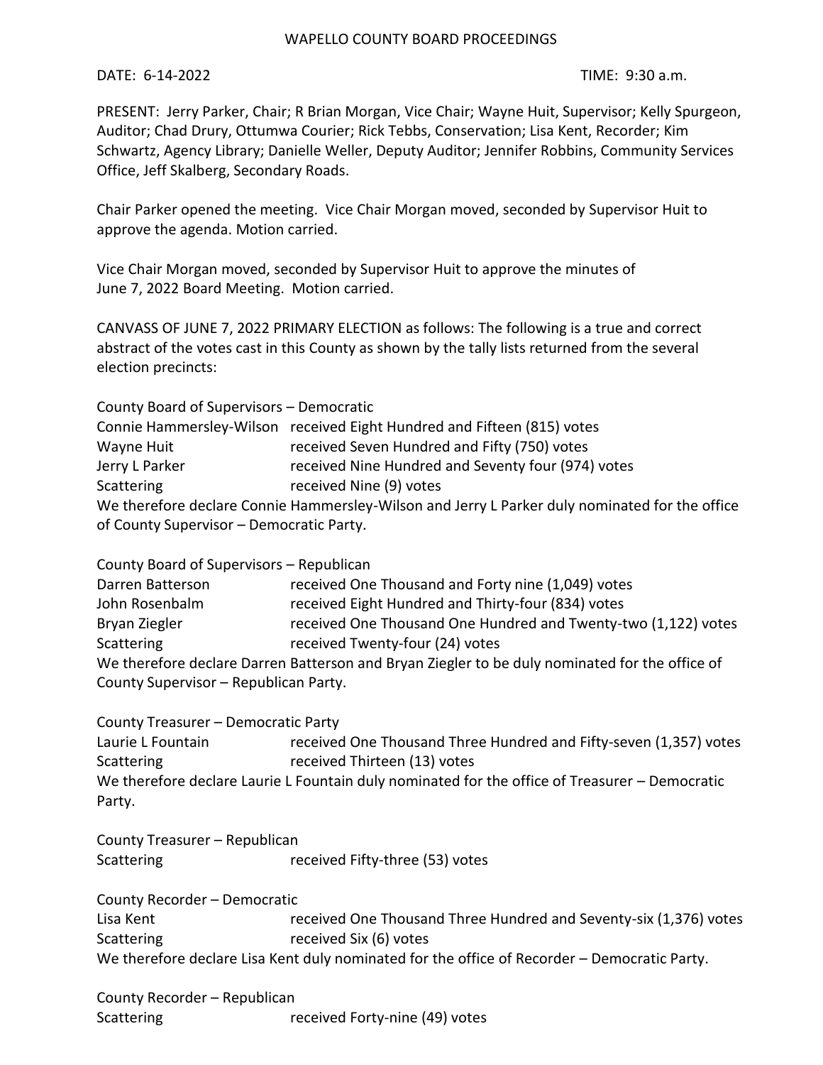# WAPELLO COUNTY BOARD PROCEEDINGS

DATE: 6-14-2022 TIME: 9:30 a.m.

PRESENT: Jerry Parker, Chair; R Brian Morgan, Vice Chair; Wayne Huit, Supervisor; Kelly Spurgeon, Auditor; Chad Drury, Ottumwa Courier; Rick Tebbs, Conservation; Lisa Kent, Recorder; Kim Schwartz, Agency Library; Danielle Weller, Deputy Auditor; Jennifer Robbins, Community Services Office, Jeff Skalberg, Secondary Roads.

Chair Parker opened the meeting. Vice Chair Morgan moved, seconded by Supervisor Huit to approve the agenda. Motion carried.

Vice Chair Morgan moved, seconded by Supervisor Huit to approve the minutes of June 7, 2022 Board Meeting. Motion carried.

CANVASS OF JUNE 7, 2022 PRIMARY ELECTION as follows: The following is a true and correct abstract of the votes cast in this County as shown by the tally lists returned from the several election precincts:

County Board of Supervisors – Democratic

| | |
|---|---|
| Connie Hammersley-Wilson | received Eight Hundred and Fifteen (815) votes |
| Wayne Huit | received Seven Hundred and Fifty (750) votes |
| Jerry L Parker | received Nine Hundred and Seventy four (974) votes |
| Scattering | received Nine (9) votes |

We therefore declare Connie Hammersley-Wilson and Jerry L Parker duly nominated for the office of County Supervisor – Democratic Party.

County Board of Supervisors – Republican

| | |
|---|---|
| Darren Batterson | received One Thousand and Forty nine (1,049) votes |
| John Rosenbalm | received Eight Hundred and Thirty-four (834) votes |
| Bryan Ziegler | received One Thousand One Hundred and Twenty-two (1,122) votes |
| Scattering | received Twenty-four (24) votes |

We therefore declare Darren Batterson and Bryan Ziegler to be duly nominated for the office of County Supervisor – Republican Party.

County Treasurer – Democratic Party

| | |
|---|---|
| Laurie L Fountain | received One Thousand Three Hundred and Fifty-seven (1,357) votes |
| Scattering | received Thirteen (13) votes |

We therefore declare Laurie L Fountain duly nominated for the office of Treasurer – Democratic Party.

County Treasurer – Republican

| | |
|---|---|
| Scattering | received Fifty-three (53) votes |

County Recorder – Democratic

| | |
|---|---|
| Lisa Kent | received One Thousand Three Hundred and Seventy-six (1,376) votes |
| Scattering | received Six (6) votes |

We therefore declare Lisa Kent duly nominated for the office of Recorder – Democratic Party.

County Recorder – Republican

| | |
|---|---|
| Scattering | received Forty-nine (49) votes |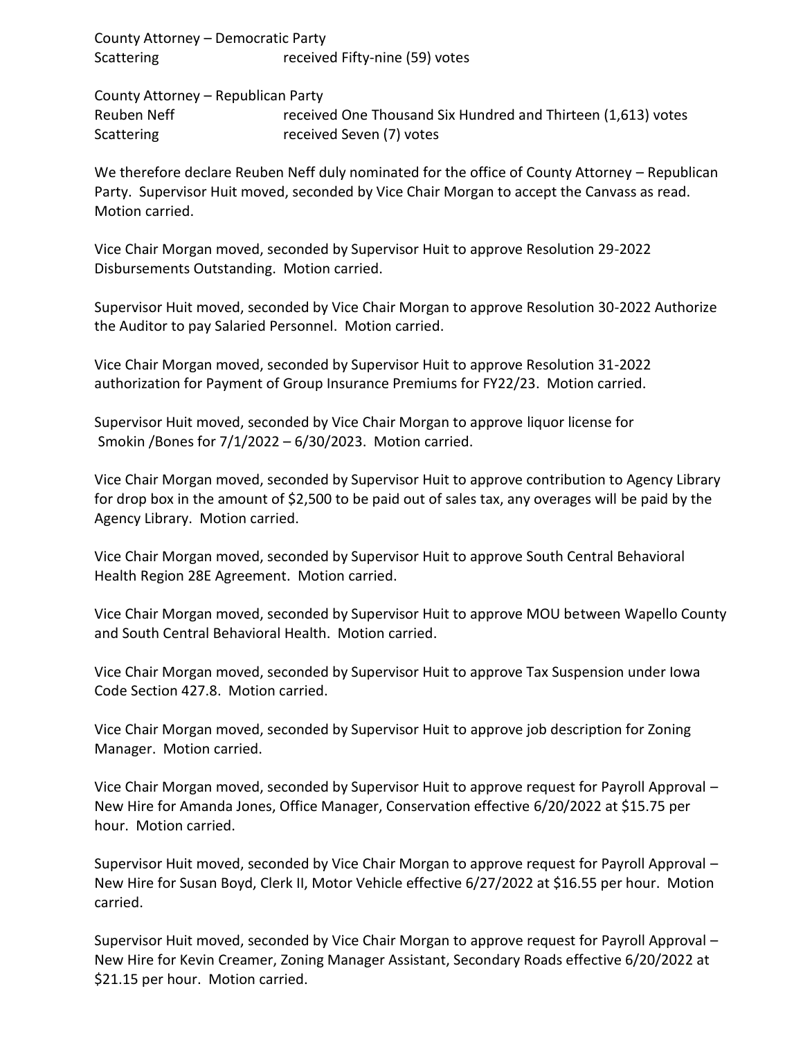County Attorney – Democratic Party
Scattering received Fifty-nine (59) votes

County Attorney – Republican Party
Reuben Neff received One Thousand Six Hundred and Thirteen (1,613) votes
Scattering received Seven (7) votes

We therefore declare Reuben Neff duly nominated for the office of County Attorney – Republican Party. Supervisor Huit moved, seconded by Vice Chair Morgan to accept the Canvass as read. Motion carried.

Vice Chair Morgan moved, seconded by Supervisor Huit to approve Resolution 29-2022 Disbursements Outstanding. Motion carried.

Supervisor Huit moved, seconded by Vice Chair Morgan to approve Resolution 30-2022 Authorize the Auditor to pay Salaried Personnel. Motion carried.

Vice Chair Morgan moved, seconded by Supervisor Huit to approve Resolution 31-2022 authorization for Payment of Group Insurance Premiums for FY22/23. Motion carried.

Supervisor Huit moved, seconded by Vice Chair Morgan to approve liquor license for Smokin /Bones for 7/1/2022 – 6/30/2023. Motion carried.

Vice Chair Morgan moved, seconded by Supervisor Huit to approve contribution to Agency Library for drop box in the amount of $2,500 to be paid out of sales tax, any overages will be paid by the Agency Library. Motion carried.

Vice Chair Morgan moved, seconded by Supervisor Huit to approve South Central Behavioral Health Region 28E Agreement. Motion carried.

Vice Chair Morgan moved, seconded by Supervisor Huit to approve MOU between Wapello County and South Central Behavioral Health. Motion carried.

Vice Chair Morgan moved, seconded by Supervisor Huit to approve Tax Suspension under Iowa Code Section 427.8. Motion carried.

Vice Chair Morgan moved, seconded by Supervisor Huit to approve job description for Zoning Manager. Motion carried.

Vice Chair Morgan moved, seconded by Supervisor Huit to approve request for Payroll Approval – New Hire for Amanda Jones, Office Manager, Conservation effective 6/20/2022 at $15.75 per hour. Motion carried.

Supervisor Huit moved, seconded by Vice Chair Morgan to approve request for Payroll Approval – New Hire for Susan Boyd, Clerk II, Motor Vehicle effective 6/27/2022 at $16.55 per hour. Motion carried.

Supervisor Huit moved, seconded by Vice Chair Morgan to approve request for Payroll Approval – New Hire for Kevin Creamer, Zoning Manager Assistant, Secondary Roads effective 6/20/2022 at $21.15 per hour. Motion carried.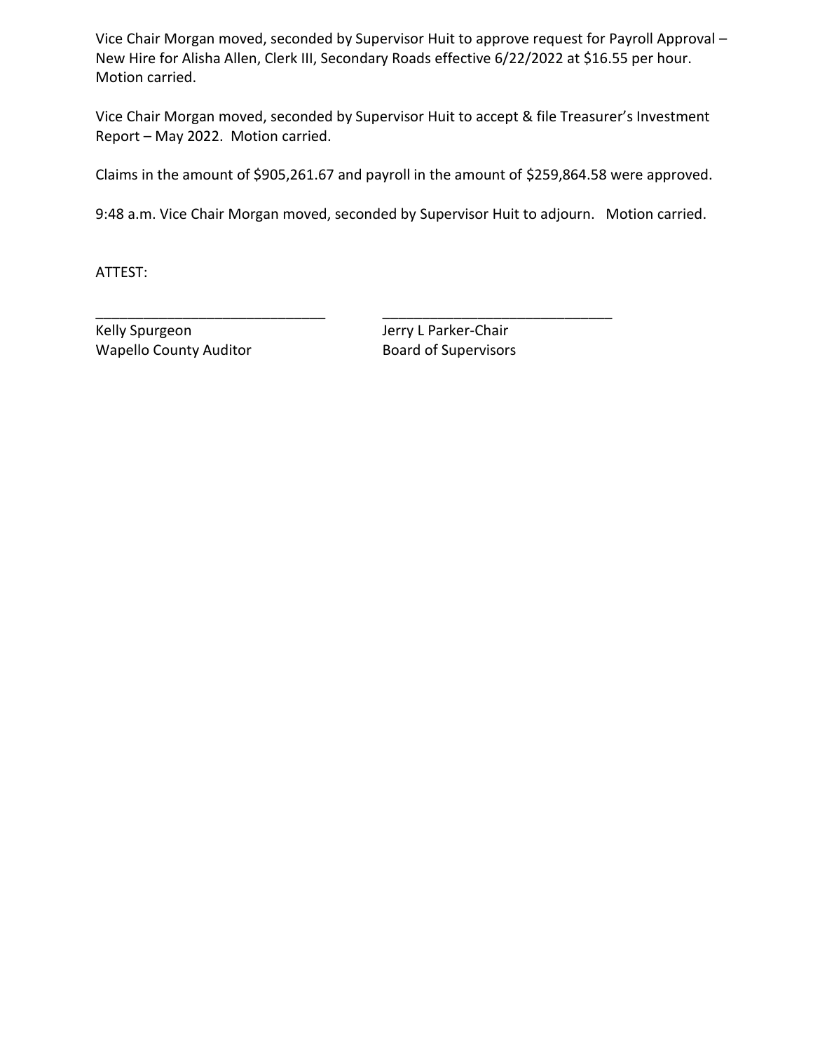Vice Chair Morgan moved, seconded by Supervisor Huit to approve request for Payroll Approval – New Hire for Alisha Allen, Clerk III, Secondary Roads effective 6/22/2022 at $16.55 per hour. Motion carried.

Vice Chair Morgan moved, seconded by Supervisor Huit to accept & file Treasurer's Investment Report – May 2022. Motion carried.

Claims in the amount of $905,261.67 and payroll in the amount of $259,864.58 were approved.

9:48 a.m. Vice Chair Morgan moved, seconded by Supervisor Huit to adjourn. Motion carried.

ATTEST:

| | |
|---|---|
| ______________________________ | ______________________________ |
| Kelly Spurgeon | Jerry L Parker-Chair |
| Wapello County Auditor | Board of Supervisors |